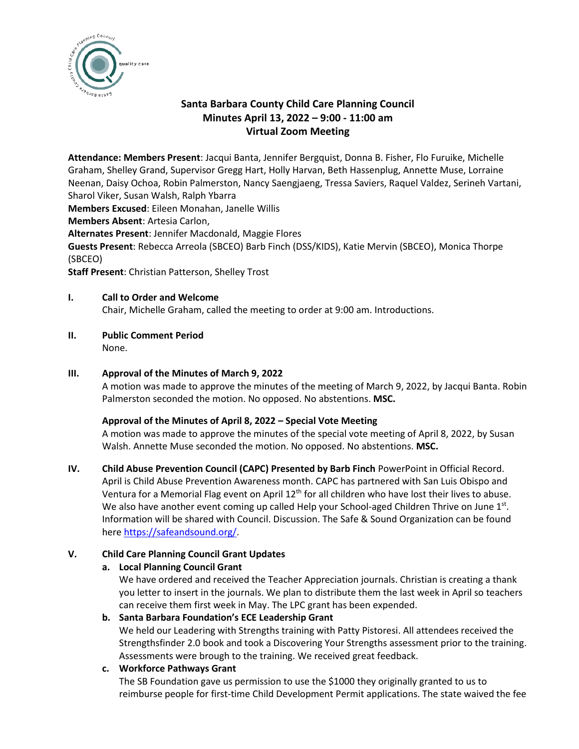# Santa Barbara County Child Care Planning Council
## Minutes April 13, 2022 – 9:00 - 11:00 am
## Virtual Zoom Meeting

**Attendance: Members Present**: Jacqui Banta, Jennifer Bergquist, Donna B. Fisher, Flo Furuike, Michelle Graham, Shelley Grand, Supervisor Gregg Hart, Holly Harvan, Beth Hassenplug, Annette Muse, Lorraine Neenan, Daisy Ochoa, Robin Palmerston, Nancy Saengjaeng, Tressa Saviers, Raquel Valdez, Serineh Vartani, Sharol Viker, Susan Walsh, Ralph Ybarra
**Members Excused**: Eileen Monahan, Janelle Willis
**Members Absent**: Artesia Carlon,
**Alternates Present**: Jennifer Macdonald, Maggie Flores
**Guests Present**: Rebecca Arreola (SBCEO) Barb Finch (DSS/KIDS), Katie Mervin (SBCEO), Monica Thorpe (SBCEO)
**Staff Present**: Christian Patterson, Shelley Trost

**I. Call to Order and Welcome**
Chair, Michelle Graham, called the meeting to order at 9:00 am. Introductions.

**II. Public Comment Period**
None.

**III. Approval of the Minutes of March 9, 2022**
A motion was made to approve the minutes of the meeting of March 9, 2022, by Jacqui Banta. Robin Palmerston seconded the motion. No opposed. No abstentions. **MSC.**

**Approval of the Minutes of April 8, 2022 – Special Vote Meeting**
A motion was made to approve the minutes of the special vote meeting of April 8, 2022, by Susan Walsh. Annette Muse seconded the motion. No opposed. No abstentions. **MSC.**

**IV. Child Abuse Prevention Council (CAPC) Presented by Barb Finch** PowerPoint in Official Record. April is Child Abuse Prevention Awareness month. CAPC has partnered with San Luis Obispo and Ventura for a Memorial Flag event on April 12th for all children who have lost their lives to abuse. We also have another event coming up called Help your School-aged Children Thrive on June 1st. Information will be shared with Council. Discussion. The Safe & Sound Organization can be found here https://safeandsound.org/.

**V. Child Care Planning Council Grant Updates**

**a. Local Planning Council Grant**
We have ordered and received the Teacher Appreciation journals. Christian is creating a thank you letter to insert in the journals. We plan to distribute them the last week in April so teachers can receive them first week in May. The LPC grant has been expended.

**b. Santa Barbara Foundation's ECE Leadership Grant**
We held our Leadering with Strengths training with Patty Pistoresi. All attendees received the Strengthsfinder 2.0 book and took a Discovering Your Strengths assessment prior to the training. Assessments were brough to the training. We received great feedback.

**c. Workforce Pathways Grant**
The SB Foundation gave us permission to use the $1000 they originally granted to us to reimburse people for first-time Child Development Permit applications. The state waived the fee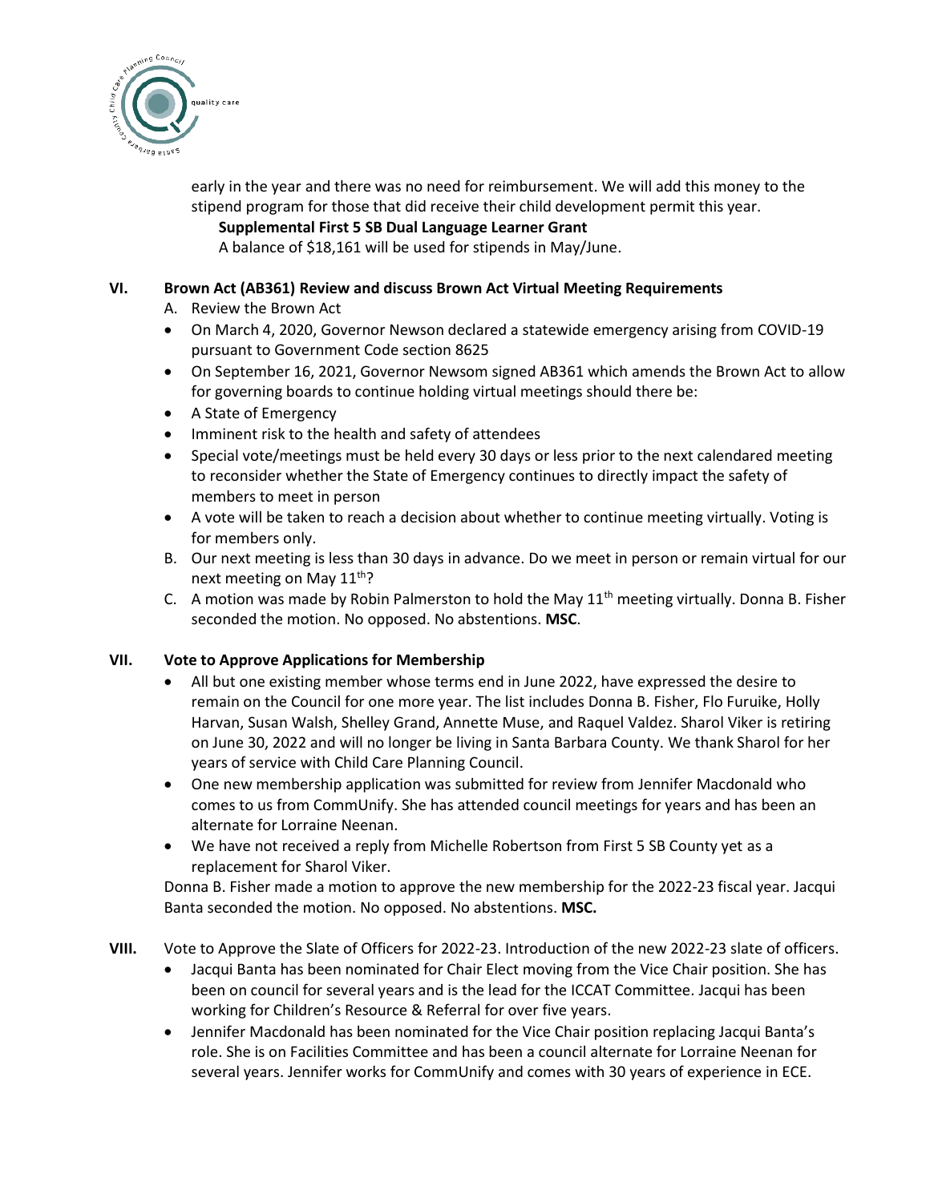early in the year and there was no need for reimbursement. We will add this money to the stipend program for those that did receive their child development permit this year.

**Supplemental First 5 SB Dual Language Learner Grant**

A balance of $18,161 will be used for stipends in May/June.

**VI. Brown Act (AB361) Review and discuss Brown Act Virtual Meeting Requirements**

A. Review the Brown Act

- On March 4, 2020, Governor Newson declared a statewide emergency arising from COVID-19 pursuant to Government Code section 8625
- On September 16, 2021, Governor Newsom signed AB361 which amends the Brown Act to allow for governing boards to continue holding virtual meetings should there be:
- A State of Emergency
- Imminent risk to the health and safety of attendees
- Special vote/meetings must be held every 30 days or less prior to the next calendared meeting to reconsider whether the State of Emergency continues to directly impact the safety of members to meet in person
- A vote will be taken to reach a decision about whether to continue meeting virtually. Voting is for members only.

B. Our next meeting is less than 30 days in advance. Do we meet in person or remain virtual for our next meeting on May 11th?

C. A motion was made by Robin Palmerston to hold the May 11th meeting virtually. Donna B. Fisher seconded the motion. No opposed. No abstentions. **MSC**.

**VII. Vote to Approve Applications for Membership**

- All but one existing member whose terms end in June 2022, have expressed the desire to remain on the Council for one more year. The list includes Donna B. Fisher, Flo Furuike, Holly Harvan, Susan Walsh, Shelley Grand, Annette Muse, and Raquel Valdez. Sharol Viker is retiring on June 30, 2022 and will no longer be living in Santa Barbara County. We thank Sharol for her years of service with Child Care Planning Council.
- One new membership application was submitted for review from Jennifer Macdonald who comes to us from CommUnify. She has attended council meetings for years and has been an alternate for Lorraine Neenan.
- We have not received a reply from Michelle Robertson from First 5 SB County yet as a replacement for Sharol Viker.

Donna B. Fisher made a motion to approve the new membership for the 2022-23 fiscal year. Jacqui Banta seconded the motion. No opposed. No abstentions. **MSC.**

**VIII.** Vote to Approve the Slate of Officers for 2022-23. Introduction of the new 2022-23 slate of officers.

- Jacqui Banta has been nominated for Chair Elect moving from the Vice Chair position. She has been on council for several years and is the lead for the ICCAT Committee. Jacqui has been working for Children's Resource & Referral for over five years.
- Jennifer Macdonald has been nominated for the Vice Chair position replacing Jacqui Banta's role. She is on Facilities Committee and has been a council alternate for Lorraine Neenan for several years. Jennifer works for CommUnify and comes with 30 years of experience in ECE.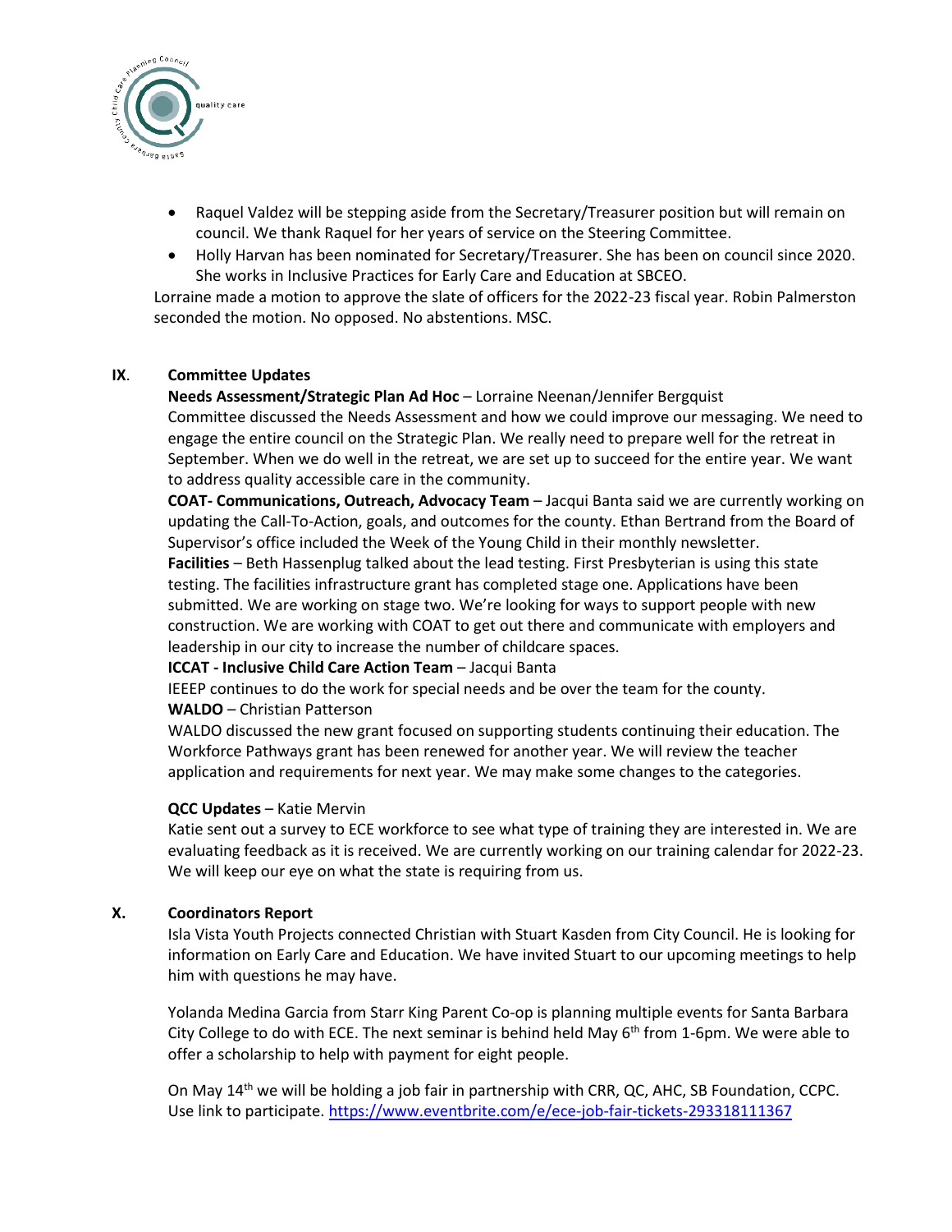- Raquel Valdez will be stepping aside from the Secretary/Treasurer position but will remain on council. We thank Raquel for her years of service on the Steering Committee.
- Holly Harvan has been nominated for Secretary/Treasurer. She has been on council since 2020. She works in Inclusive Practices for Early Care and Education at SBCEO.

Lorraine made a motion to approve the slate of officers for the 2022-23 fiscal year. Robin Palmerston seconded the motion. No opposed. No abstentions. MSC.

## IX. Committee Updates

**Needs Assessment/Strategic Plan Ad Hoc** – Lorraine Neenan/Jennifer Bergquist
Committee discussed the Needs Assessment and how we could improve our messaging. We need to engage the entire council on the Strategic Plan. We really need to prepare well for the retreat in September. When we do well in the retreat, we are set up to succeed for the entire year. We want to address quality accessible care in the community.

**COAT- Communications, Outreach, Advocacy Team** – Jacqui Banta said we are currently working on updating the Call-To-Action, goals, and outcomes for the county. Ethan Bertrand from the Board of Supervisor's office included the Week of the Young Child in their monthly newsletter.

**Facilities** – Beth Hassenplug talked about the lead testing. First Presbyterian is using this state testing. The facilities infrastructure grant has completed stage one. Applications have been submitted. We are working on stage two. We're looking for ways to support people with new construction. We are working with COAT to get out there and communicate with employers and leadership in our city to increase the number of childcare spaces.

**ICCAT - Inclusive Child Care Action Team** – Jacqui Banta
IEEEP continues to do the work for special needs and be over the team for the county.

**WALDO** – Christian Patterson
WALDO discussed the new grant focused on supporting students continuing their education. The Workforce Pathways grant has been renewed for another year. We will review the teacher application and requirements for next year. We may make some changes to the categories.

**QCC Updates** – Katie Mervin
Katie sent out a survey to ECE workforce to see what type of training they are interested in. We are evaluating feedback as it is received. We are currently working on our training calendar for 2022-23. We will keep our eye on what the state is requiring from us.

## X. Coordinators Report

Isla Vista Youth Projects connected Christian with Stuart Kasden from City Council. He is looking for information on Early Care and Education. We have invited Stuart to our upcoming meetings to help him with questions he may have.

Yolanda Medina Garcia from Starr King Parent Co-op is planning multiple events for Santa Barbara City College to do with ECE. The next seminar is behind held May 6th from 1-6pm. We were able to offer a scholarship to help with payment for eight people.

On May 14th we will be holding a job fair in partnership with CRR, QC, AHC, SB Foundation, CCPC. Use link to participate. https://www.eventbrite.com/e/ece-job-fair-tickets-293318111367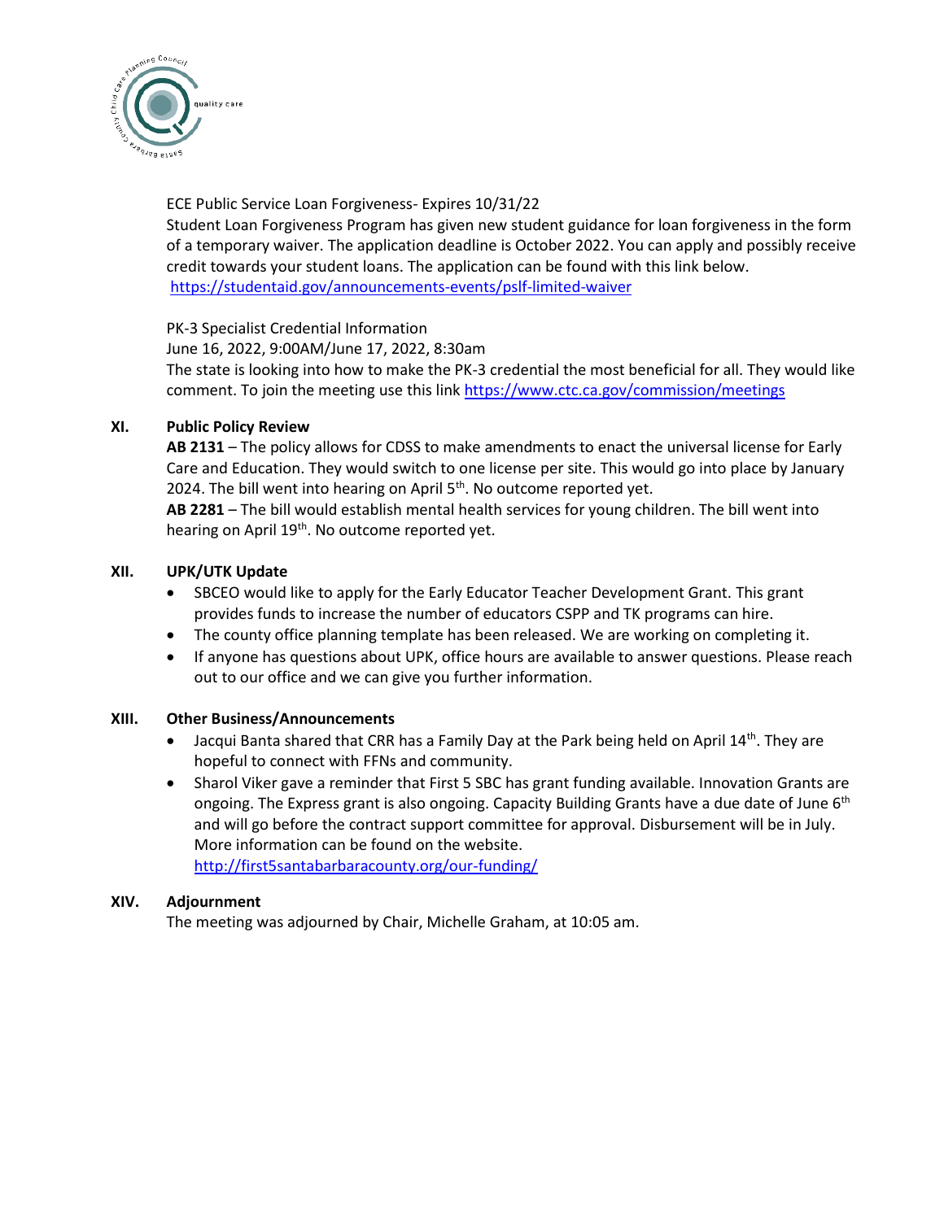ECE Public Service Loan Forgiveness- Expires 10/31/22
Student Loan Forgiveness Program has given new student guidance for loan forgiveness in the form of a temporary waiver. The application deadline is October 2022. You can apply and possibly receive credit towards your student loans. The application can be found with this link below.
https://studentaid.gov/announcements-events/pslf-limited-waiver

PK-3 Specialist Credential Information
June 16, 2022, 9:00AM/June 17, 2022, 8:30am
The state is looking into how to make the PK-3 credential the most beneficial for all. They would like comment. To join the meeting use this link https://www.ctc.ca.gov/commission/meetings

**XI. Public Policy Review**

**AB 2131** – The policy allows for CDSS to make amendments to enact the universal license for Early Care and Education. They would switch to one license per site. This would go into place by January 2024. The bill went into hearing on April 5th. No outcome reported yet.
**AB 2281** – The bill would establish mental health services for young children. The bill went into hearing on April 19th. No outcome reported yet.

**XII. UPK/UTK Update**

- SBCEO would like to apply for the Early Educator Teacher Development Grant. This grant provides funds to increase the number of educators CSPP and TK programs can hire.
- The county office planning template has been released. We are working on completing it.
- If anyone has questions about UPK, office hours are available to answer questions. Please reach out to our office and we can give you further information.

**XIII. Other Business/Announcements**

- Jacqui Banta shared that CRR has a Family Day at the Park being held on April 14th. They are hopeful to connect with FFNs and community.
- Sharol Viker gave a reminder that First 5 SBC has grant funding available. Innovation Grants are ongoing. The Express grant is also ongoing. Capacity Building Grants have a due date of June 6th and will go before the contract support committee for approval. Disbursement will be in July. More information can be found on the website.
http://first5santabarbaracounty.org/our-funding/

**XIV. Adjournment**

The meeting was adjourned by Chair, Michelle Graham, at 10:05 am.